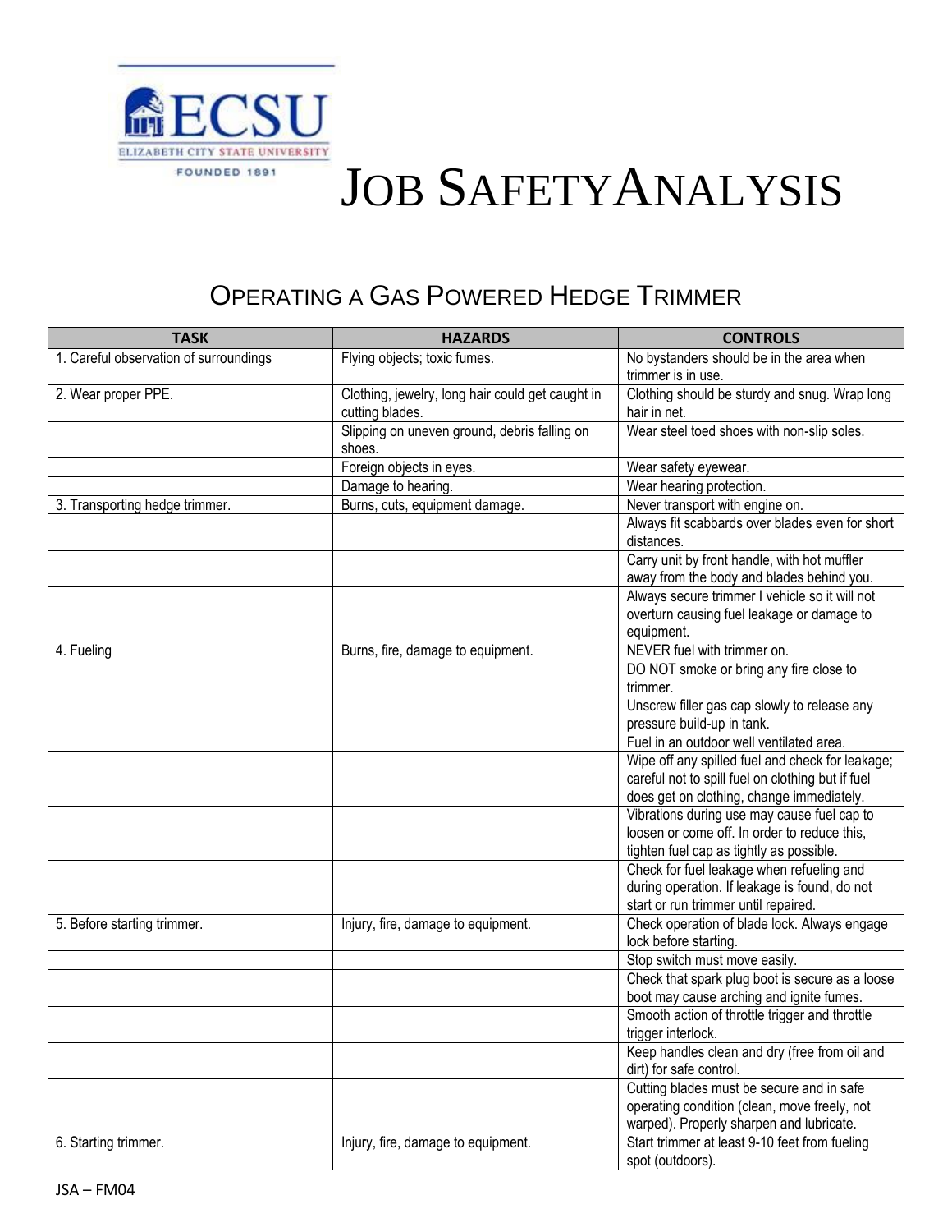# JOB SAFETYANALYSIS

## OPERATING A GAS POWERED HEDGE TRIMMER

| TASK | HAZARDS | CONTROLS |
|---|---|---|
| 1. Careful observation of surroundings | Flying objects; toxic fumes. | No bystanders should be in the area when trimmer is in use. |
| 2. Wear proper PPE. | Clothing, jewelry, long hair could get caught in cutting blades. | Clothing should be sturdy and snug. Wrap long hair in net. |
| | Slipping on uneven ground, debris falling on shoes. | Wear steel toed shoes with non-slip soles. |
| | Foreign objects in eyes. | Wear safety eyewear. |
| | Damage to hearing. | Wear hearing protection. |
| 3. Transporting hedge trimmer. | Burns, cuts, equipment damage. | Never transport with engine on. |
| | | Always fit scabbards over blades even for short distances. |
| | | Carry unit by front handle, with hot muffler away from the body and blades behind you. |
| | | Always secure trimmer I vehicle so it will not overturn causing fuel leakage or damage to equipment. |
| 4. Fueling | Burns, fire, damage to equipment. | NEVER fuel with trimmer on. |
| | | DO NOT smoke or bring any fire close to trimmer. |
| | | Unscrew filler gas cap slowly to release any pressure build-up in tank. |
| | | Fuel in an outdoor well ventilated area. |
| | | Wipe off any spilled fuel and check for leakage; careful not to spill fuel on clothing but if fuel does get on clothing, change immediately. |
| | | Vibrations during use may cause fuel cap to loosen or come off. In order to reduce this, tighten fuel cap as tightly as possible. |
| | | Check for fuel leakage when refueling and during operation. If leakage is found, do not start or run trimmer until repaired. |
| 5. Before starting trimmer. | Injury, fire, damage to equipment. | Check operation of blade lock. Always engage lock before starting. |
| | | Stop switch must move easily. |
| | | Check that spark plug boot is secure as a loose boot may cause arching and ignite fumes. |
| | | Smooth action of throttle trigger and throttle trigger interlock. |
| | | Keep handles clean and dry (free from oil and dirt) for safe control. |
| | | Cutting blades must be secure and in safe operating condition (clean, move freely, not warped). Properly sharpen and lubricate. |
| 6. Starting trimmer. | Injury, fire, damage to equipment. | Start trimmer at least 9-10 feet from fueling spot (outdoors). |

JSA – FM04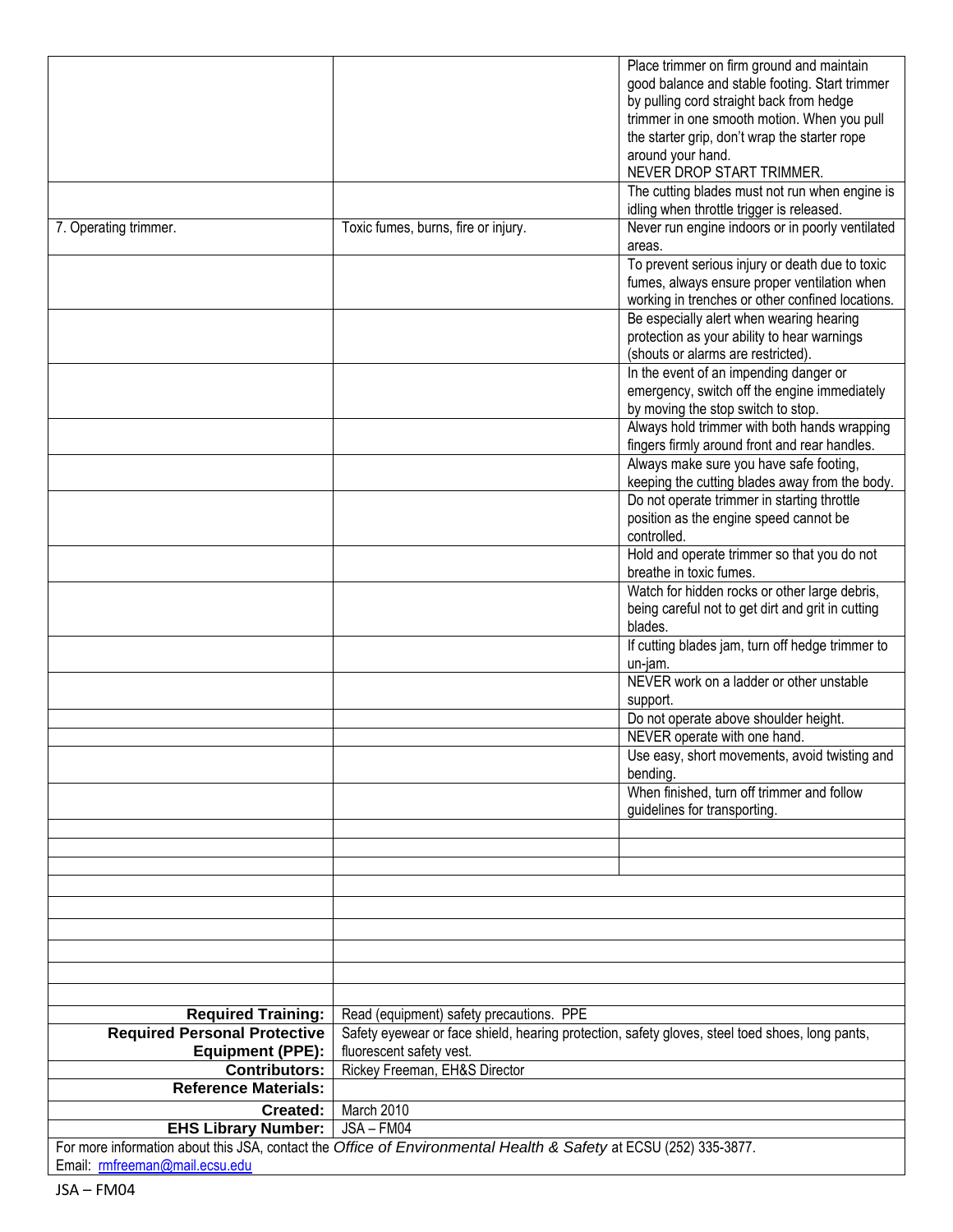| | | |
|---|---|---|
| | | Place trimmer on firm ground and maintain good balance and stable footing. Start trimmer by pulling cord straight back from hedge trimmer in one smooth motion. When you pull the starter grip, don't wrap the starter rope around your hand. NEVER DROP START TRIMMER. |
| | | The cutting blades must not run when engine is idling when throttle trigger is released. |
| 7. Operating trimmer. | Toxic fumes, burns, fire or injury. | Never run engine indoors or in poorly ventilated areas. |
| | | To prevent serious injury or death due to toxic fumes, always ensure proper ventilation when working in trenches or other confined locations. |
| | | Be especially alert when wearing hearing protection as your ability to hear warnings (shouts or alarms are restricted). |
| | | In the event of an impending danger or emergency, switch off the engine immediately by moving the stop switch to stop. |
| | | Always hold trimmer with both hands wrapping fingers firmly around front and rear handles. |
| | | Always make sure you have safe footing, keeping the cutting blades away from the body. |
| | | Do not operate trimmer in starting throttle position as the engine speed cannot be controlled. |
| | | Hold and operate trimmer so that you do not breathe in toxic fumes. |
| | | Watch for hidden rocks or other large debris, being careful not to get dirt and grit in cutting blades. |
| | | If cutting blades jam, turn off hedge trimmer to un-jam. |
| | | NEVER work on a ladder or other unstable support. |
| | | Do not operate above shoulder height. |
| | | NEVER operate with one hand. |
| | | Use easy, short movements, avoid twisting and bending. |
| | | When finished, turn off trimmer and follow guidelines for transporting. |
| | | |
| | | |
| | | |

| | |
|---|---|
| | |
| | |
| | |
| | |
| | |
| | |
| **Required Training:** | Read (equipment) safety precautions. PPE |
| **Required Personal Protective Equipment (PPE):** | Safety eyewear or face shield, hearing protection, safety gloves, steel toed shoes, long pants, fluorescent safety vest. |
| **Contributors:** | Rickey Freeman, EH&S Director |
| **Reference Materials:** | |
| **Created:** | March 2010 |
| **EHS Library Number:** | JSA – FM04 |

For more information about this JSA, contact the *Office of Environmental Health & Safety* at ECSU (252) 335-3877.
Email: rmfreeman@mail.ecsu.edu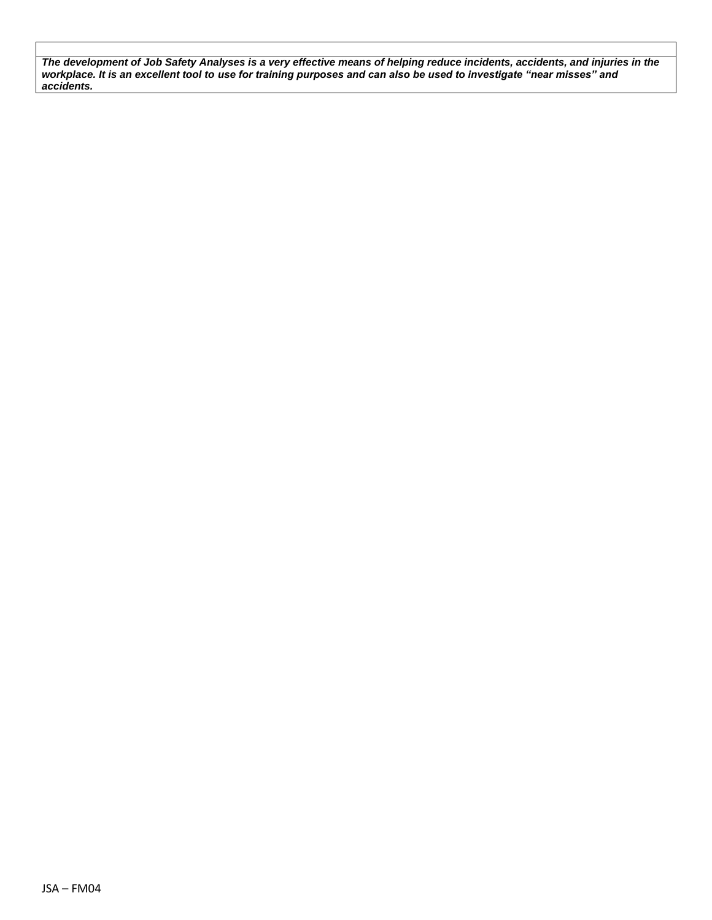| |
|---|
| ***The development of Job Safety Analyses is a very effective means of helping reduce incidents, accidents, and injuries in the workplace. It is an excellent tool to use for training purposes and can also be used to investigate "near misses" and accidents.*** |